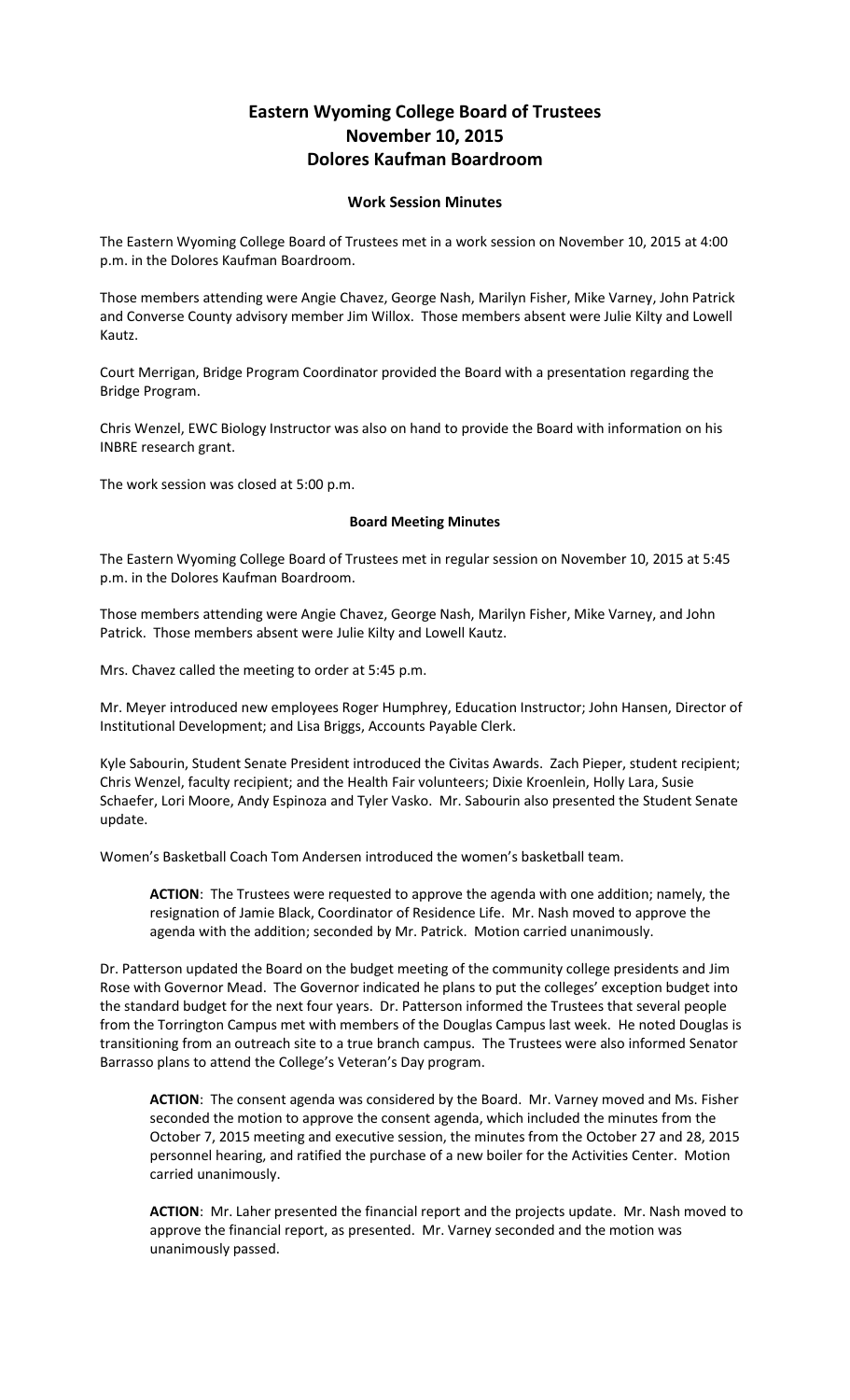# Eastern Wyoming College Board of Trustees
# November 10, 2015
# Dolores Kaufman Boardroom

### Work Session Minutes

The Eastern Wyoming College Board of Trustees met in a work session on November 10, 2015 at 4:00 p.m. in the Dolores Kaufman Boardroom.

Those members attending were Angie Chavez, George Nash, Marilyn Fisher, Mike Varney, John Patrick and Converse County advisory member Jim Willox. Those members absent were Julie Kilty and Lowell Kautz.

Court Merrigan, Bridge Program Coordinator provided the Board with a presentation regarding the Bridge Program.

Chris Wenzel, EWC Biology Instructor was also on hand to provide the Board with information on his INBRE research grant.

The work session was closed at 5:00 p.m.

### Board Meeting Minutes

The Eastern Wyoming College Board of Trustees met in regular session on November 10, 2015 at 5:45 p.m. in the Dolores Kaufman Boardroom.

Those members attending were Angie Chavez, George Nash, Marilyn Fisher, Mike Varney, and John Patrick. Those members absent were Julie Kilty and Lowell Kautz.

Mrs. Chavez called the meeting to order at 5:45 p.m.

Mr. Meyer introduced new employees Roger Humphrey, Education Instructor; John Hansen, Director of Institutional Development; and Lisa Briggs, Accounts Payable Clerk.

Kyle Sabourin, Student Senate President introduced the Civitas Awards. Zach Pieper, student recipient; Chris Wenzel, faculty recipient; and the Health Fair volunteers; Dixie Kroenlein, Holly Lara, Susie Schaefer, Lori Moore, Andy Espinoza and Tyler Vasko. Mr. Sabourin also presented the Student Senate update.

Women's Basketball Coach Tom Andersen introduced the women's basketball team.

> **ACTION**: The Trustees were requested to approve the agenda with one addition; namely, the resignation of Jamie Black, Coordinator of Residence Life. Mr. Nash moved to approve the agenda with the addition; seconded by Mr. Patrick. Motion carried unanimously.

Dr. Patterson updated the Board on the budget meeting of the community college presidents and Jim Rose with Governor Mead. The Governor indicated he plans to put the colleges' exception budget into the standard budget for the next four years. Dr. Patterson informed the Trustees that several people from the Torrington Campus met with members of the Douglas Campus last week. He noted Douglas is transitioning from an outreach site to a true branch campus. The Trustees were also informed Senator Barrasso plans to attend the College's Veteran's Day program.

> **ACTION**: The consent agenda was considered by the Board. Mr. Varney moved and Ms. Fisher seconded the motion to approve the consent agenda, which included the minutes from the October 7, 2015 meeting and executive session, the minutes from the October 27 and 28, 2015 personnel hearing, and ratified the purchase of a new boiler for the Activities Center. Motion carried unanimously.

> **ACTION**: Mr. Laher presented the financial report and the projects update. Mr. Nash moved to approve the financial report, as presented. Mr. Varney seconded and the motion was unanimously passed.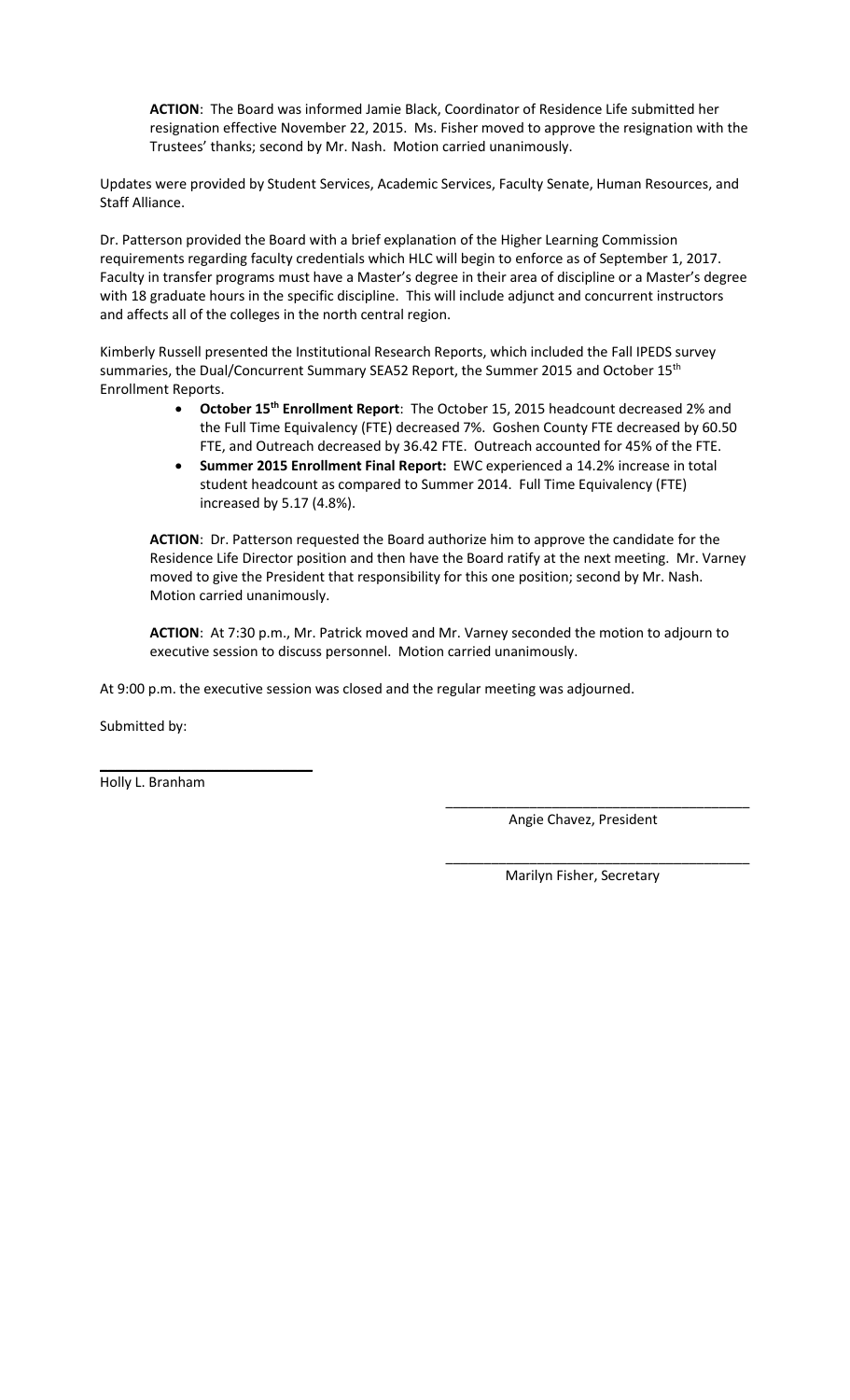**ACTION**: The Board was informed Jamie Black, Coordinator of Residence Life submitted her resignation effective November 22, 2015. Ms. Fisher moved to approve the resignation with the Trustees' thanks; second by Mr. Nash. Motion carried unanimously.

Updates were provided by Student Services, Academic Services, Faculty Senate, Human Resources, and Staff Alliance.

Dr. Patterson provided the Board with a brief explanation of the Higher Learning Commission requirements regarding faculty credentials which HLC will begin to enforce as of September 1, 2017. Faculty in transfer programs must have a Master's degree in their area of discipline or a Master's degree with 18 graduate hours in the specific discipline. This will include adjunct and concurrent instructors and affects all of the colleges in the north central region.

Kimberly Russell presented the Institutional Research Reports, which included the Fall IPEDS survey summaries, the Dual/Concurrent Summary SEA52 Report, the Summer 2015 and October 15th Enrollment Reports.

- **October 15th Enrollment Report**: The October 15, 2015 headcount decreased 2% and the Full Time Equivalency (FTE) decreased 7%. Goshen County FTE decreased by 60.50 FTE, and Outreach decreased by 36.42 FTE. Outreach accounted for 45% of the FTE.
- **Summer 2015 Enrollment Final Report:** EWC experienced a 14.2% increase in total student headcount as compared to Summer 2014. Full Time Equivalency (FTE) increased by 5.17 (4.8%).

**ACTION**: Dr. Patterson requested the Board authorize him to approve the candidate for the Residence Life Director position and then have the Board ratify at the next meeting. Mr. Varney moved to give the President that responsibility for this one position; second by Mr. Nash. Motion carried unanimously.

**ACTION**: At 7:30 p.m., Mr. Patrick moved and Mr. Varney seconded the motion to adjourn to executive session to discuss personnel. Motion carried unanimously.

At 9:00 p.m. the executive session was closed and the regular meeting was adjourned.

Submitted by:

Holly L. Branham

Angie Chavez, President

Marilyn Fisher, Secretary